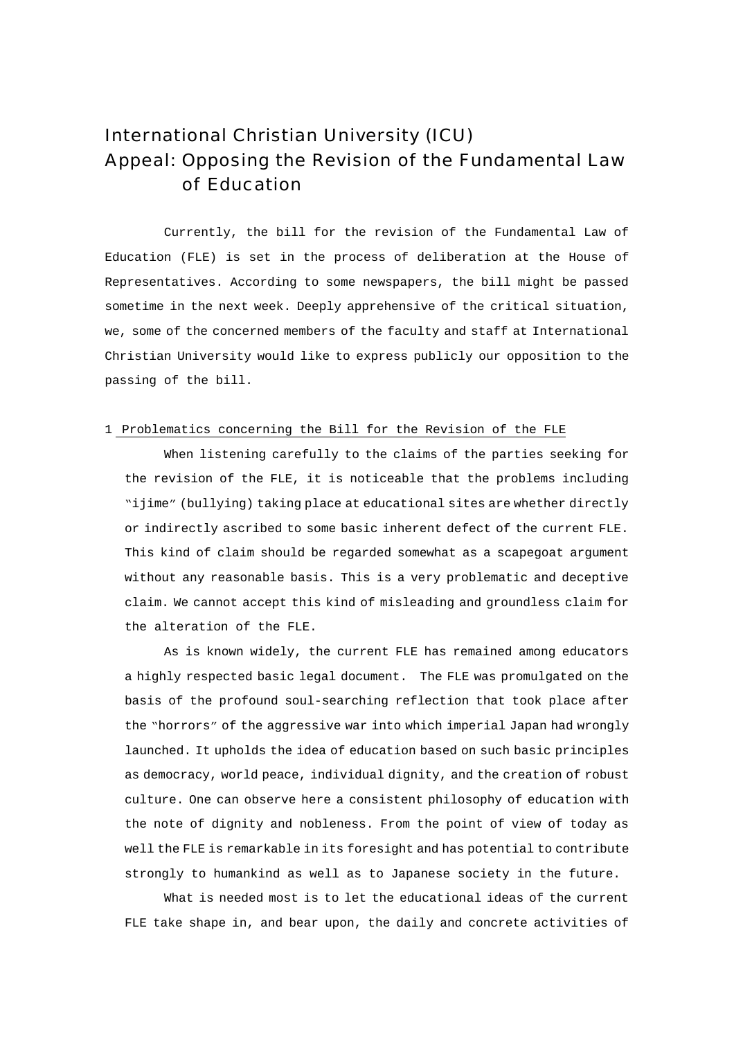# International Christian University (ICU)
# Appeal: Opposing the Revision of the Fundamental Law of Education

Currently, the bill for the revision of the Fundamental Law of Education (FLE) is set in the process of deliberation at the House of Representatives. According to some newspapers, the bill might be passed sometime in the next week. Deeply apprehensive of the critical situation, we, some of the concerned members of the faculty and staff at International Christian University would like to express publicly our opposition to the passing of the bill.

## 1 Problematics concerning the Bill for the Revision of the FLE

When listening carefully to the claims of the parties seeking for the revision of the FLE, it is noticeable that the problems including "ijime" (bullying) taking place at educational sites are whether directly or indirectly ascribed to some basic inherent defect of the current FLE. This kind of claim should be regarded somewhat as a scapegoat argument without any reasonable basis. This is a very problematic and deceptive claim. We cannot accept this kind of misleading and groundless claim for the alteration of the FLE.

As is known widely, the current FLE has remained among educators a highly respected basic legal document. The FLE was promulgated on the basis of the profound soul-searching reflection that took place after the "horrors" of the aggressive war into which imperial Japan had wrongly launched. It upholds the idea of education based on such basic principles as democracy, world peace, individual dignity, and the creation of robust culture. One can observe here a consistent philosophy of education with the note of dignity and nobleness. From the point of view of today as well the FLE is remarkable in its foresight and has potential to contribute strongly to humankind as well as to Japanese society in the future.

What is needed most is to let the educational ideas of the current FLE take shape in, and bear upon, the daily and concrete activities of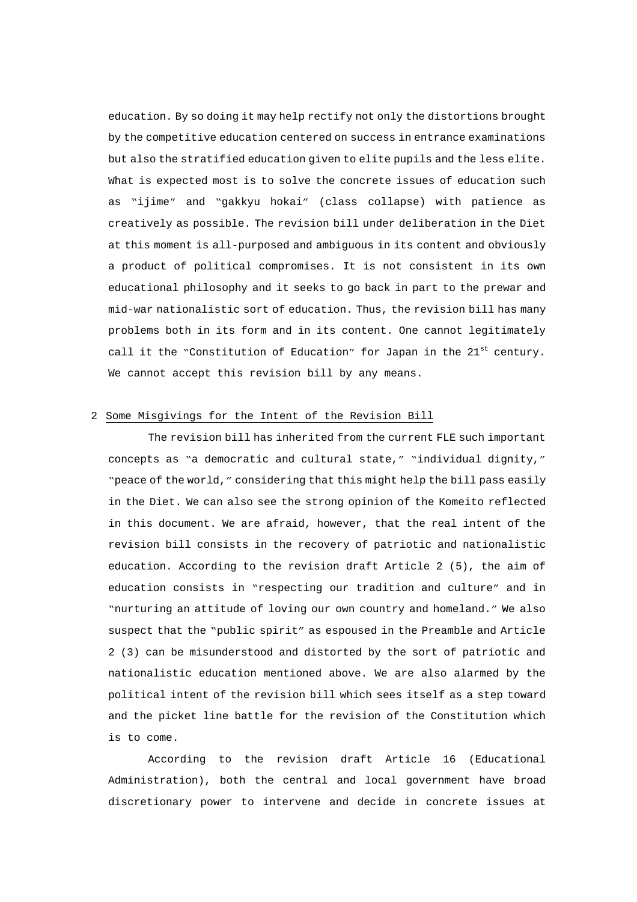education. By so doing it may help rectify not only the distortions brought by the competitive education centered on success in entrance examinations but also the stratified education given to elite pupils and the less elite. What is expected most is to solve the concrete issues of education such as "ijime" and "gakkyu hokai" (class collapse) with patience as creatively as possible. The revision bill under deliberation in the Diet at this moment is all-purposed and ambiguous in its content and obviously a product of political compromises. It is not consistent in its own educational philosophy and it seeks to go back in part to the prewar and mid-war nationalistic sort of education. Thus, the revision bill has many problems both in its form and in its content. One cannot legitimately call it the "Constitution of Education" for Japan in the 21st century. We cannot accept this revision bill by any means.

## 2 Some Misgivings for the Intent of the Revision Bill

The revision bill has inherited from the current FLE such important concepts as "a democratic and cultural state," "individual dignity," "peace of the world," considering that this might help the bill pass easily in the Diet. We can also see the strong opinion of the Komeito reflected in this document. We are afraid, however, that the real intent of the revision bill consists in the recovery of patriotic and nationalistic education. According to the revision draft Article 2 (5), the aim of education consists in "respecting our tradition and culture" and in "nurturing an attitude of loving our own country and homeland." We also suspect that the "public spirit" as espoused in the Preamble and Article 2 (3) can be misunderstood and distorted by the sort of patriotic and nationalistic education mentioned above. We are also alarmed by the political intent of the revision bill which sees itself as a step toward and the picket line battle for the revision of the Constitution which is to come.

According to the revision draft Article 16 (Educational Administration), both the central and local government have broad discretionary power to intervene and decide in concrete issues at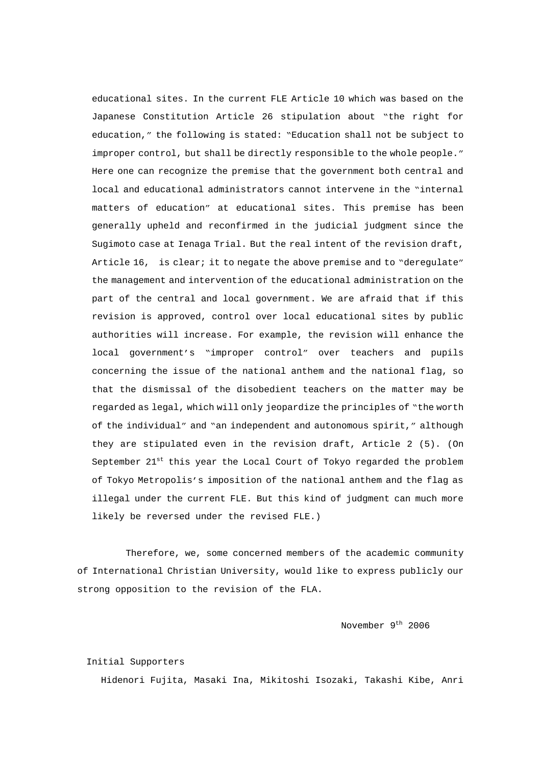educational sites. In the current FLE Article 10 which was based on the Japanese Constitution Article 26 stipulation about "the right for education," the following is stated: "Education shall not be subject to improper control, but shall be directly responsible to the whole people." Here one can recognize the premise that the government both central and local and educational administrators cannot intervene in the "internal matters of education" at educational sites. This premise has been generally upheld and reconfirmed in the judicial judgment since the Sugimoto case at Ienaga Trial. But the real intent of the revision draft, Article 16, is clear; it to negate the above premise and to "deregulate" the management and intervention of the educational administration on the part of the central and local government. We are afraid that if this revision is approved, control over local educational sites by public authorities will increase. For example, the revision will enhance the local government's "improper control" over teachers and pupils concerning the issue of the national anthem and the national flag, so that the dismissal of the disobedient teachers on the matter may be regarded as legal, which will only jeopardize the principles of "the worth of the individual" and "an independent and autonomous spirit," although they are stipulated even in the revision draft, Article 2 (5). (On September 21st this year the Local Court of Tokyo regarded the problem of Tokyo Metropolis's imposition of the national anthem and the flag as illegal under the current FLE. But this kind of judgment can much more likely be reversed under the revised FLE.)

Therefore, we, some concerned members of the academic community of International Christian University, would like to express publicly our strong opposition to the revision of the FLA.

November 9th 2006

Initial Supporters

Hidenori Fujita, Masaki Ina, Mikitoshi Isozaki, Takashi Kibe, Anri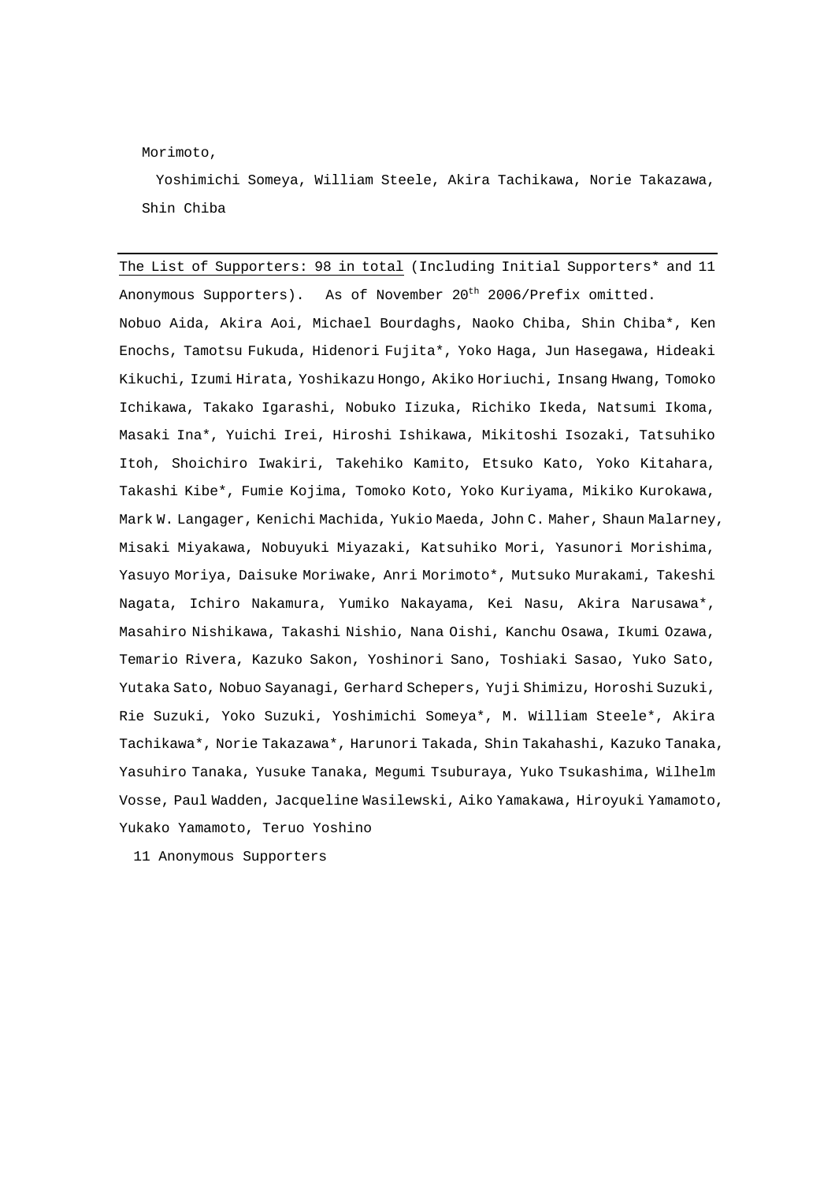Morimoto,

Yoshimichi Someya, William Steele, Akira Tachikawa, Norie Takazawa, Shin Chiba

---

The List of Supporters: 98 in total (Including Initial Supporters* and 11 Anonymous Supporters). As of November 20th 2006/Prefix omitted.

Nobuo Aida, Akira Aoi, Michael Bourdaghs, Naoko Chiba, Shin Chiba*, Ken Enochs, Tamotsu Fukuda, Hidenori Fujita*, Yoko Haga, Jun Hasegawa, Hideaki Kikuchi, Izumi Hirata, Yoshikazu Hongo, Akiko Horiuchi, Insang Hwang, Tomoko Ichikawa, Takako Igarashi, Nobuko Iizuka, Richiko Ikeda, Natsumi Ikoma, Masaki Ina*, Yuichi Irei, Hiroshi Ishikawa, Mikitoshi Isozaki, Tatsuhiko Itoh, Shoichiro Iwakiri, Takehiko Kamito, Etsuko Kato, Yoko Kitahara, Takashi Kibe*, Fumie Kojima, Tomoko Koto, Yoko Kuriyama, Mikiko Kurokawa, Mark W. Langager, Kenichi Machida, Yukio Maeda, John C. Maher, Shaun Malarney, Misaki Miyakawa, Nobuyuki Miyazaki, Katsuhiko Mori, Yasunori Morishima, Yasuyo Moriya, Daisuke Moriwake, Anri Morimoto*, Mutsuko Murakami, Takeshi Nagata, Ichiro Nakamura, Yumiko Nakayama, Kei Nasu, Akira Narusawa*, Masahiro Nishikawa, Takashi Nishio, Nana Oishi, Kanchu Osawa, Ikumi Ozawa, Temario Rivera, Kazuko Sakon, Yoshinori Sano, Toshiaki Sasao, Yuko Sato, Yutaka Sato, Nobuo Sayanagi, Gerhard Schepers, Yuji Shimizu, Horoshi Suzuki, Rie Suzuki, Yoko Suzuki, Yoshimichi Someya*, M. William Steele*, Akira Tachikawa*, Norie Takazawa*, Harunori Takada, Shin Takahashi, Kazuko Tanaka, Yasuhiro Tanaka, Yusuke Tanaka, Megumi Tsuburaya, Yuko Tsukashima, Wilhelm Vosse, Paul Wadden, Jacqueline Wasilewski, Aiko Yamakawa, Hiroyuki Yamamoto, Yukako Yamamoto, Teruo Yoshino

11 Anonymous Supporters